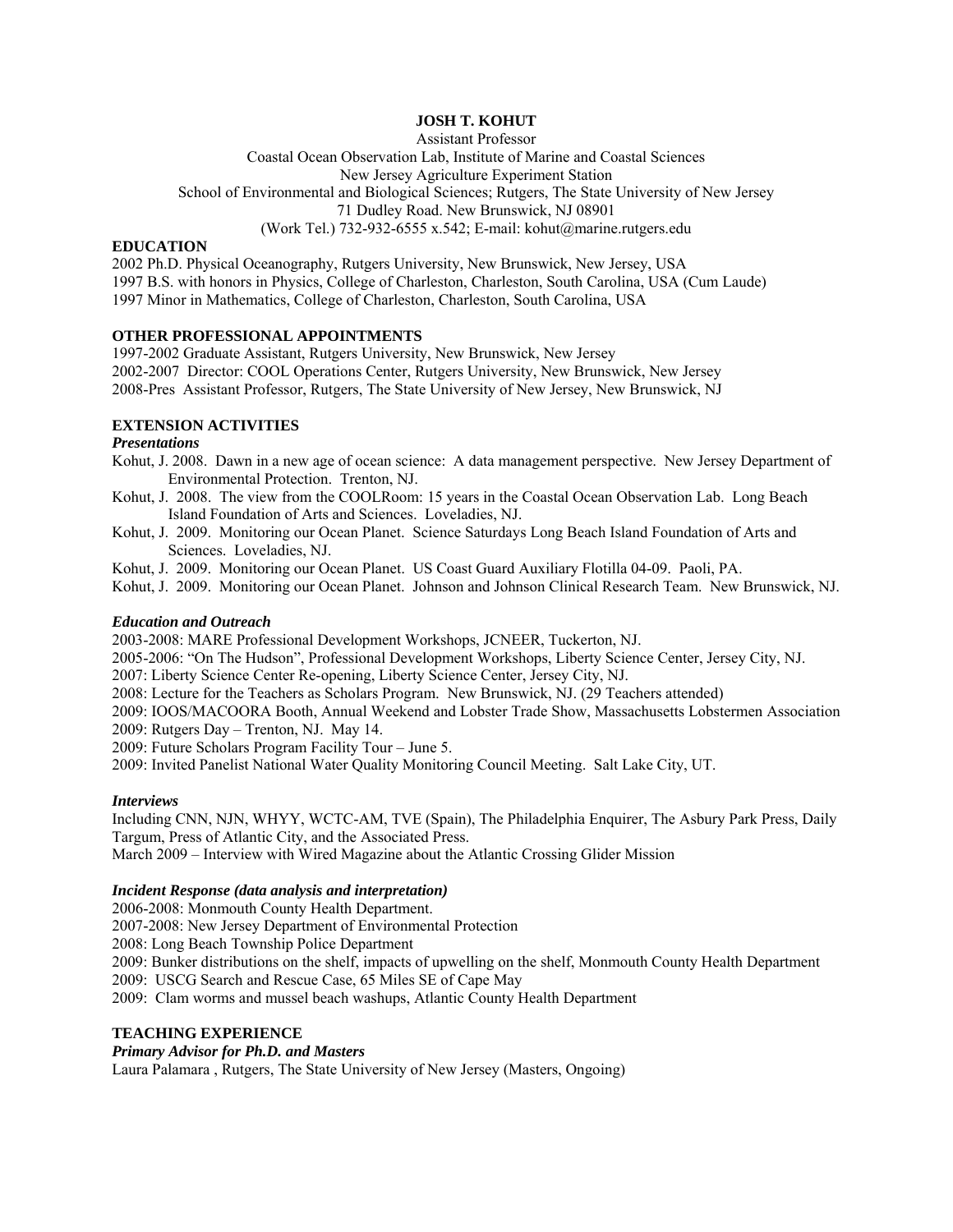# JOSH T. KOHUT

Assistant Professor
Coastal Ocean Observation Lab, Institute of Marine and Coastal Sciences
New Jersey Agriculture Experiment Station
School of Environmental and Biological Sciences; Rutgers, The State University of New Jersey
71 Dudley Road. New Brunswick, NJ 08901
(Work Tel.) 732-932-6555 x.542; E-mail: kohut@marine.rutgers.edu

## EDUCATION

2002 Ph.D. Physical Oceanography, Rutgers University, New Brunswick, New Jersey, USA
1997 B.S. with honors in Physics, College of Charleston, Charleston, South Carolina, USA (Cum Laude)
1997 Minor in Mathematics, College of Charleston, Charleston, South Carolina, USA

## OTHER PROFESSIONAL APPOINTMENTS

1997-2002 Graduate Assistant, Rutgers University, New Brunswick, New Jersey
2002-2007 Director: COOL Operations Center, Rutgers University, New Brunswick, New Jersey
2008-Pres Assistant Professor, Rutgers, The State University of New Jersey, New Brunswick, NJ

## EXTENSION ACTIVITIES

### *Presentations*

Kohut, J. 2008. Dawn in a new age of ocean science: A data management perspective. New Jersey Department of Environmental Protection. Trenton, NJ.

Kohut, J. 2008. The view from the COOLRoom: 15 years in the Coastal Ocean Observation Lab. Long Beach Island Foundation of Arts and Sciences. Loveladies, NJ.

Kohut, J. 2009. Monitoring our Ocean Planet. Science Saturdays Long Beach Island Foundation of Arts and Sciences. Loveladies, NJ.

Kohut, J. 2009. Monitoring our Ocean Planet. US Coast Guard Auxiliary Flotilla 04-09. Paoli, PA.

Kohut, J. 2009. Monitoring our Ocean Planet. Johnson and Johnson Clinical Research Team. New Brunswick, NJ.

### *Education and Outreach*

2003-2008: MARE Professional Development Workshops, JCNEER, Tuckerton, NJ.
2005-2006: "On The Hudson", Professional Development Workshops, Liberty Science Center, Jersey City, NJ.
2007: Liberty Science Center Re-opening, Liberty Science Center, Jersey City, NJ.
2008: Lecture for the Teachers as Scholars Program. New Brunswick, NJ. (29 Teachers attended)
2009: IOOS/MACOORA Booth, Annual Weekend and Lobster Trade Show, Massachusetts Lobstermen Association
2009: Rutgers Day – Trenton, NJ. May 14.
2009: Future Scholars Program Facility Tour – June 5.
2009: Invited Panelist National Water Quality Monitoring Council Meeting. Salt Lake City, UT.

### *Interviews*

Including CNN, NJN, WHYY, WCTC-AM, TVE (Spain), The Philadelphia Enquirer, The Asbury Park Press, Daily Targum, Press of Atlantic City, and the Associated Press.
March 2009 – Interview with Wired Magazine about the Atlantic Crossing Glider Mission

### *Incident Response (data analysis and interpretation)*

2006-2008: Monmouth County Health Department.
2007-2008: New Jersey Department of Environmental Protection
2008: Long Beach Township Police Department
2009: Bunker distributions on the shelf, impacts of upwelling on the shelf, Monmouth County Health Department
2009: USCG Search and Rescue Case, 65 Miles SE of Cape May
2009: Clam worms and mussel beach washups, Atlantic County Health Department

## TEACHING EXPERIENCE

### *Primary Advisor for Ph.D. and Masters*

Laura Palamara , Rutgers, The State University of New Jersey (Masters, Ongoing)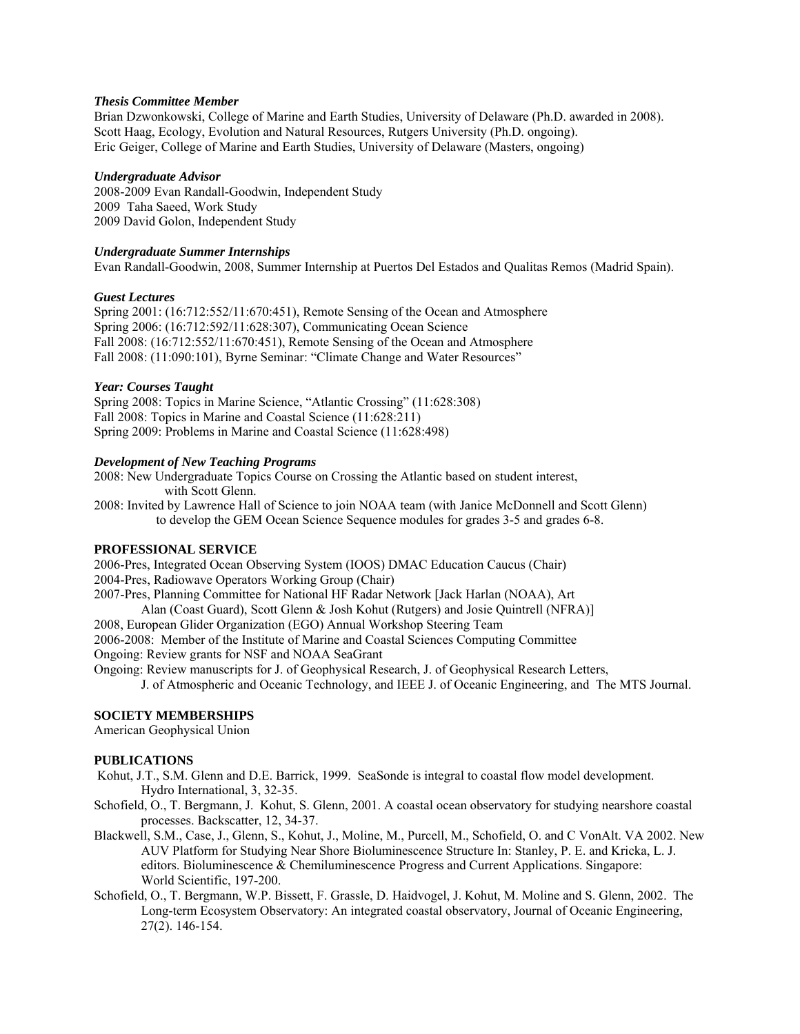*Thesis Committee Member*

Brian Dzwonkowski, College of Marine and Earth Studies, University of Delaware (Ph.D. awarded in 2008).
Scott Haag, Ecology, Evolution and Natural Resources, Rutgers University (Ph.D. ongoing).
Eric Geiger, College of Marine and Earth Studies, University of Delaware (Masters, ongoing)

*Undergraduate Advisor*

2008-2009 Evan Randall-Goodwin, Independent Study
2009 Taha Saeed, Work Study
2009 David Golon, Independent Study

*Undergraduate Summer Internships*

Evan Randall-Goodwin, 2008, Summer Internship at Puertos Del Estados and Qualitas Remos (Madrid Spain).

*Guest Lectures*

Spring 2001: (16:712:552/11:670:451), Remote Sensing of the Ocean and Atmosphere
Spring 2006: (16:712:592/11:628:307), Communicating Ocean Science
Fall 2008: (16:712:552/11:670:451), Remote Sensing of the Ocean and Atmosphere
Fall 2008: (11:090:101), Byrne Seminar: "Climate Change and Water Resources"

*Year: Courses Taught*

Spring 2008: Topics in Marine Science, "Atlantic Crossing" (11:628:308)
Fall 2008: Topics in Marine and Coastal Science (11:628:211)
Spring 2009: Problems in Marine and Coastal Science (11:628:498)

*Development of New Teaching Programs*

2008: New Undergraduate Topics Course on Crossing the Atlantic based on student interest, with Scott Glenn.
2008: Invited by Lawrence Hall of Science to join NOAA team (with Janice McDonnell and Scott Glenn) to develop the GEM Ocean Science Sequence modules for grades 3-5 and grades 6-8.

**PROFESSIONAL SERVICE**

2006-Pres, Integrated Ocean Observing System (IOOS) DMAC Education Caucus (Chair)
2004-Pres, Radiowave Operators Working Group (Chair)
2007-Pres, Planning Committee for National HF Radar Network [Jack Harlan (NOAA), Art Alan (Coast Guard), Scott Glenn & Josh Kohut (Rutgers) and Josie Quintrell (NFRA)]
2008, European Glider Organization (EGO) Annual Workshop Steering Team
2006-2008: Member of the Institute of Marine and Coastal Sciences Computing Committee
Ongoing: Review grants for NSF and NOAA SeaGrant
Ongoing: Review manuscripts for J. of Geophysical Research, J. of Geophysical Research Letters, J. of Atmospheric and Oceanic Technology, and IEEE J. of Oceanic Engineering, and The MTS Journal.

**SOCIETY MEMBERSHIPS**

American Geophysical Union

**PUBLICATIONS**

Kohut, J.T., S.M. Glenn and D.E. Barrick, 1999. SeaSonde is integral to coastal flow model development. Hydro International, 3, 32-35.

Schofield, O., T. Bergmann, J. Kohut, S. Glenn, 2001. A coastal ocean observatory for studying nearshore coastal processes. Backscatter, 12, 34-37.

Blackwell, S.M., Case, J., Glenn, S., Kohut, J., Moline, M., Purcell, M., Schofield, O. and C VonAlt. VA 2002. New AUV Platform for Studying Near Shore Bioluminescence Structure In: Stanley, P. E. and Kricka, L. J. editors. Bioluminescence & Chemiluminescence Progress and Current Applications. Singapore: World Scientific, 197-200.

Schofield, O., T. Bergmann, W.P. Bissett, F. Grassle, D. Haidvogel, J. Kohut, M. Moline and S. Glenn, 2002. The Long-term Ecosystem Observatory: An integrated coastal observatory, Journal of Oceanic Engineering, 27(2). 146-154.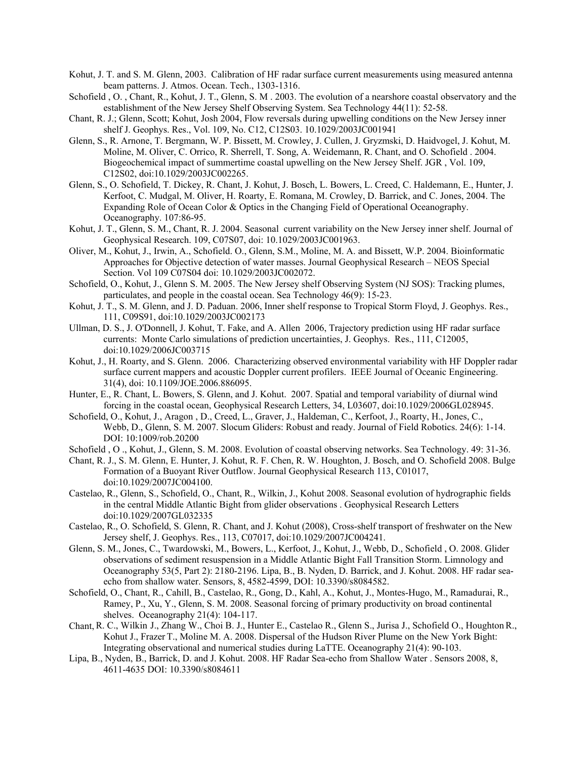Kohut, J. T. and S. M. Glenn, 2003. Calibration of HF radar surface current measurements using measured antenna beam patterns. J. Atmos. Ocean. Tech., 1303-1316.

Schofield , O. , Chant, R., Kohut, J. T., Glenn, S. M . 2003. The evolution of a nearshore coastal observatory and the establishment of the New Jersey Shelf Observing System. Sea Technology 44(11): 52-58.

Chant, R. J.; Glenn, Scott; Kohut, Josh 2004, Flow reversals during upwelling conditions on the New Jersey inner shelf J. Geophys. Res., Vol. 109, No. C12, C12S03. 10.1029/2003JC001941

Glenn, S., R. Arnone, T. Bergmann, W. P. Bissett, M. Crowley, J. Cullen, J. Gryzmski, D. Haidvogel, J. Kohut, M. Moline, M. Oliver, C. Orrico, R. Sherrell, T. Song, A. Weidemann, R. Chant, and O. Schofield . 2004. Biogeochemical impact of summertime coastal upwelling on the New Jersey Shelf. JGR , Vol. 109, C12S02, doi:10.1029/2003JC002265.

Glenn, S., O. Schofield, T. Dickey, R. Chant, J. Kohut, J. Bosch, L. Bowers, L. Creed, C. Haldemann, E., Hunter, J. Kerfoot, C. Mudgal, M. Oliver, H. Roarty, E. Romana, M. Crowley, D. Barrick, and C. Jones, 2004. The Expanding Role of Ocean Color & Optics in the Changing Field of Operational Oceanography. Oceanography. 107:86-95.

Kohut, J. T., Glenn, S. M., Chant, R. J. 2004. Seasonal current variability on the New Jersey inner shelf. Journal of Geophysical Research. 109, C07S07, doi: 10.1029/2003JC001963.

Oliver, M., Kohut, J., Irwin, A., Schofield. O., Glenn, S.M., Moline, M. A. and Bissett, W.P. 2004. Bioinformatic Approaches for Objective detection of water masses. Journal Geophysical Research – NEOS Special Section. Vol 109 C07S04 doi: 10.1029/2003JC002072.

Schofield, O., Kohut, J., Glenn S. M. 2005. The New Jersey shelf Observing System (NJ SOS): Tracking plumes, particulates, and people in the coastal ocean. Sea Technology 46(9): 15-23.

Kohut, J. T., S. M. Glenn, and J. D. Paduan. 2006, Inner shelf response to Tropical Storm Floyd, J. Geophys. Res., 111, C09S91, doi:10.1029/2003JC002173

Ullman, D. S., J. O'Donnell, J. Kohut, T. Fake, and A. Allen 2006, Trajectory prediction using HF radar surface currents: Monte Carlo simulations of prediction uncertainties, J. Geophys. Res., 111, C12005, doi:10.1029/2006JC003715

Kohut, J., H. Roarty, and S. Glenn. 2006. Characterizing observed environmental variability with HF Doppler radar surface current mappers and acoustic Doppler current profilers. IEEE Journal of Oceanic Engineering. 31(4), doi: 10.1109/JOE.2006.886095.

Hunter, E., R. Chant, L. Bowers, S. Glenn, and J. Kohut. 2007. Spatial and temporal variability of diurnal wind forcing in the coastal ocean, Geophysical Research Letters, 34, L03607, doi:10.1029/2006GL028945.

Schofield, O., Kohut, J., Aragon , D., Creed, L., Graver, J., Haldeman, C., Kerfoot, J., Roarty, H., Jones, C., Webb, D., Glenn, S. M. 2007. Slocum Gliders: Robust and ready. Journal of Field Robotics. 24(6): 1-14. DOI: 10:1009/rob.20200

Schofield , O ., Kohut, J., Glenn, S. M. 2008. Evolution of coastal observing networks. Sea Technology. 49: 31-36.

Chant, R. J., S. M. Glenn, E. Hunter, J. Kohut, R. F. Chen, R. W. Houghton, J. Bosch, and O. Schofield 2008. Bulge Formation of a Buoyant River Outflow. Journal Geophysical Research 113, C01017, doi:10.1029/2007JC004100.

Castelao, R., Glenn, S., Schofield, O., Chant, R., Wilkin, J., Kohut 2008. Seasonal evolution of hydrographic fields in the central Middle Atlantic Bight from glider observations . Geophysical Research Letters doi:10.1029/2007GL032335

Castelao, R., O. Schofield, S. Glenn, R. Chant, and J. Kohut (2008), Cross-shelf transport of freshwater on the New Jersey shelf, J. Geophys. Res., 113, C07017, doi:10.1029/2007JC004241.

Glenn, S. M., Jones, C., Twardowski, M., Bowers, L., Kerfoot, J., Kohut, J., Webb, D., Schofield , O. 2008. Glider observations of sediment resuspension in a Middle Atlantic Bight Fall Transition Storm. Limnology and Oceanography 53(5, Part 2): 2180-2196. Lipa, B., B. Nyden, D. Barrick, and J. Kohut. 2008. HF radar sea-echo from shallow water. Sensors, 8, 4582-4599, DOI: 10.3390/s8084582.

Schofield, O., Chant, R., Cahill, B., Castelao, R., Gong, D., Kahl, A., Kohut, J., Montes-Hugo, M., Ramadurai, R., Ramey, P., Xu, Y., Glenn, S. M. 2008. Seasonal forcing of primary productivity on broad continental shelves. Oceanography 21(4): 104-117.

Chant, R. C., Wilkin J., Zhang W., Choi B. J., Hunter E., Castelao R., Glenn S., Jurisa J., Schofield O., Houghton R., Kohut J., Frazer T., Moline M. A. 2008. Dispersal of the Hudson River Plume on the New York Bight: Integrating observational and numerical studies during LaTTE. Oceanography 21(4): 90-103.

Lipa, B., Nyden, B., Barrick, D. and J. Kohut. 2008. HF Radar Sea-echo from Shallow Water . Sensors 2008, 8, 4611-4635 DOI: 10.3390/s8084611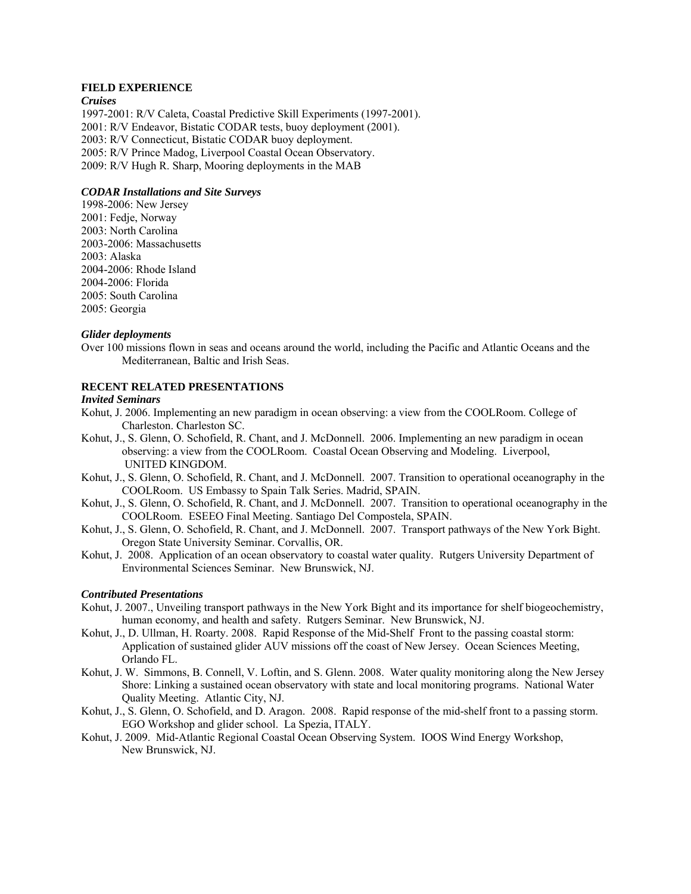## FIELD EXPERIENCE

### *Cruises*

1997-2001: R/V Caleta, Coastal Predictive Skill Experiments (1997-2001).
2001: R/V Endeavor, Bistatic CODAR tests, buoy deployment (2001).
2003: R/V Connecticut, Bistatic CODAR buoy deployment.
2005: R/V Prince Madog, Liverpool Coastal Ocean Observatory.
2009: R/V Hugh R. Sharp, Mooring deployments in the MAB

### *CODAR Installations and Site Surveys*

1998-2006: New Jersey
2001: Fedje, Norway
2003: North Carolina
2003-2006: Massachusetts
2003: Alaska
2004-2006: Rhode Island
2004-2006: Florida
2005: South Carolina
2005: Georgia

### *Glider deployments*

Over 100 missions flown in seas and oceans around the world, including the Pacific and Atlantic Oceans and the Mediterranean, Baltic and Irish Seas.

## RECENT RELATED PRESENTATIONS

### *Invited Seminars*

Kohut, J. 2006. Implementing an new paradigm in ocean observing: a view from the COOLRoom. College of Charleston. Charleston SC.

Kohut, J., S. Glenn, O. Schofield, R. Chant, and J. McDonnell. 2006. Implementing an new paradigm in ocean observing: a view from the COOLRoom. Coastal Ocean Observing and Modeling. Liverpool, UNITED KINGDOM.

Kohut, J., S. Glenn, O. Schofield, R. Chant, and J. McDonnell. 2007. Transition to operational oceanography in the COOLRoom. US Embassy to Spain Talk Series. Madrid, SPAIN.

Kohut, J., S. Glenn, O. Schofield, R. Chant, and J. McDonnell. 2007. Transition to operational oceanography in the COOLRoom. ESEEO Final Meeting. Santiago Del Compostela, SPAIN.

Kohut, J., S. Glenn, O. Schofield, R. Chant, and J. McDonnell. 2007. Transport pathways of the New York Bight. Oregon State University Seminar. Corvallis, OR.

Kohut, J. 2008. Application of an ocean observatory to coastal water quality. Rutgers University Department of Environmental Sciences Seminar. New Brunswick, NJ.

### *Contributed Presentations*

Kohut, J. 2007., Unveiling transport pathways in the New York Bight and its importance for shelf biogeochemistry, human economy, and health and safety. Rutgers Seminar. New Brunswick, NJ.

Kohut, J., D. Ullman, H. Roarty. 2008. Rapid Response of the Mid-Shelf Front to the passing coastal storm: Application of sustained glider AUV missions off the coast of New Jersey. Ocean Sciences Meeting, Orlando FL.

Kohut, J. W. Simmons, B. Connell, V. Loftin, and S. Glenn. 2008. Water quality monitoring along the New Jersey Shore: Linking a sustained ocean observatory with state and local monitoring programs. National Water Quality Meeting. Atlantic City, NJ.

Kohut, J., S. Glenn, O. Schofield, and D. Aragon. 2008. Rapid response of the mid-shelf front to a passing storm. EGO Workshop and glider school. La Spezia, ITALY.

Kohut, J. 2009. Mid-Atlantic Regional Coastal Ocean Observing System. IOOS Wind Energy Workshop, New Brunswick, NJ.